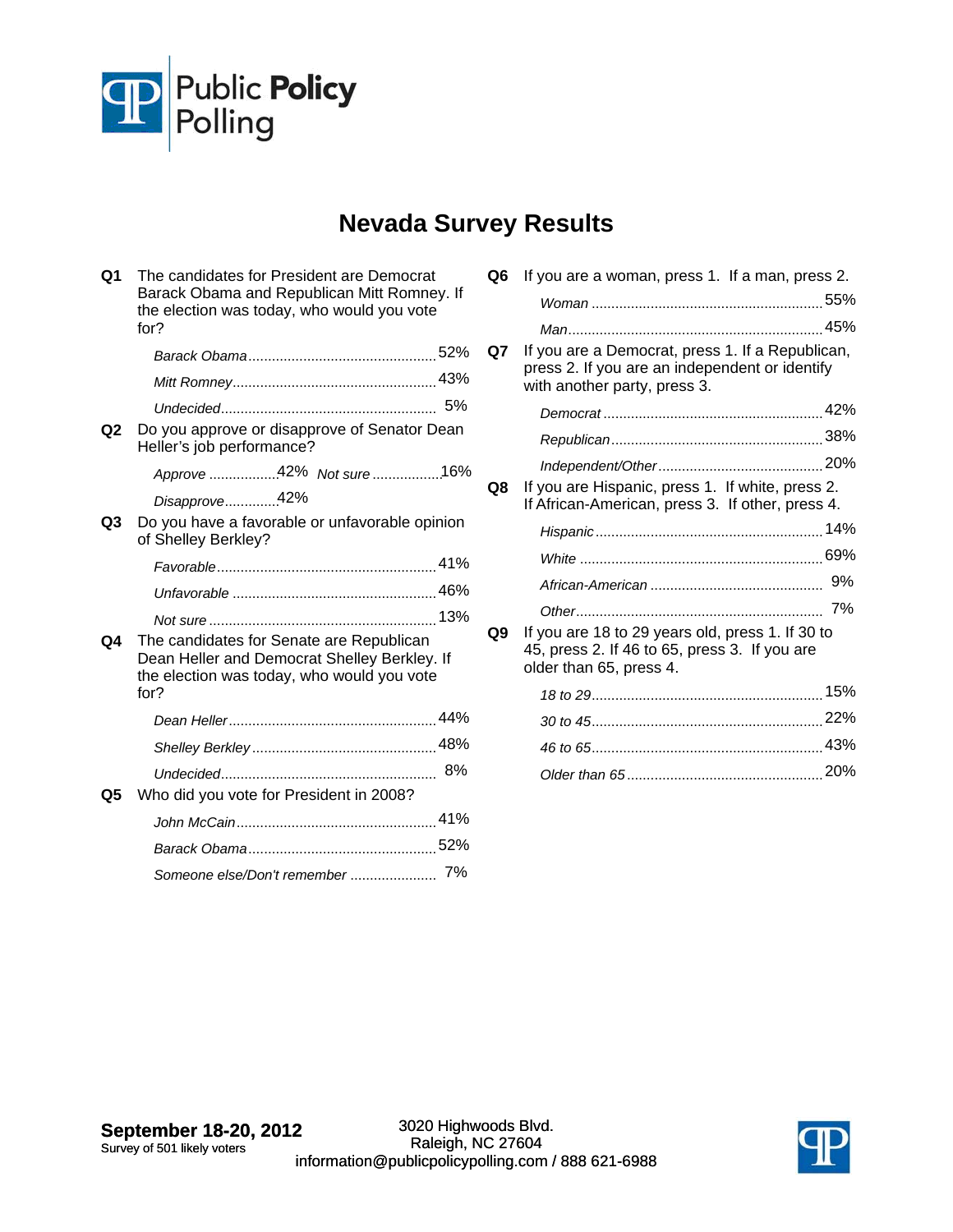Public Policy Polling

# Nevada Survey Results

**Q1** The candidates for President are Democrat Barack Obama and Republican Mitt Romney. If the election was today, who would you vote for?

| | |
|---|---|
| *Barack Obama* | 52% |
| *Mitt Romney* | 43% |
| *Undecided* | 5% |

**Q2** Do you approve or disapprove of Senator Dean Heller's job performance?

| | |
|---|---|
| *Approve* | 42% |
| *Disapprove* | 42% |
| *Not sure* | 16% |

**Q3** Do you have a favorable or unfavorable opinion of Shelley Berkley?

| | |
|---|---|
| *Favorable* | 41% |
| *Unfavorable* | 46% |
| *Not sure* | 13% |

**Q4** The candidates for Senate are Republican Dean Heller and Democrat Shelley Berkley. If the election was today, who would you vote for?

| | |
|---|---|
| *Dean Heller* | 44% |
| *Shelley Berkley* | 48% |
| *Undecided* | 8% |

**Q5** Who did you vote for President in 2008?

| | |
|---|---|
| *John McCain* | 41% |
| *Barack Obama* | 52% |
| *Someone else/Don't remember* | 7% |

**Q6** If you are a woman, press 1. If a man, press 2.

| | |
|---|---|
| *Woman* | 55% |
| *Man* | 45% |

**Q7** If you are a Democrat, press 1. If a Republican, press 2. If you are an independent or identify with another party, press 3.

| | |
|---|---|
| *Democrat* | 42% |
| *Republican* | 38% |
| *Independent/Other* | 20% |

**Q8** If you are Hispanic, press 1. If white, press 2. If African-American, press 3. If other, press 4.

| | |
|---|---|
| *Hispanic* | 14% |
| *White* | 69% |
| *African-American* | 9% |
| *Other* | 7% |

**Q9** If you are 18 to 29 years old, press 1. If 30 to 45, press 2. If 46 to 65, press 3. If you are older than 65, press 4.

| | |
|---|---|
| *18 to 29* | 15% |
| *30 to 45* | 22% |
| *46 to 65* | 43% |
| *Older than 65* | 20% |

**September 18-20, 2012**
Survey of 501 likely voters

3020 Highwoods Blvd.
Raleigh, NC 27604
information@publicpolicypolling.com / 888 621-6988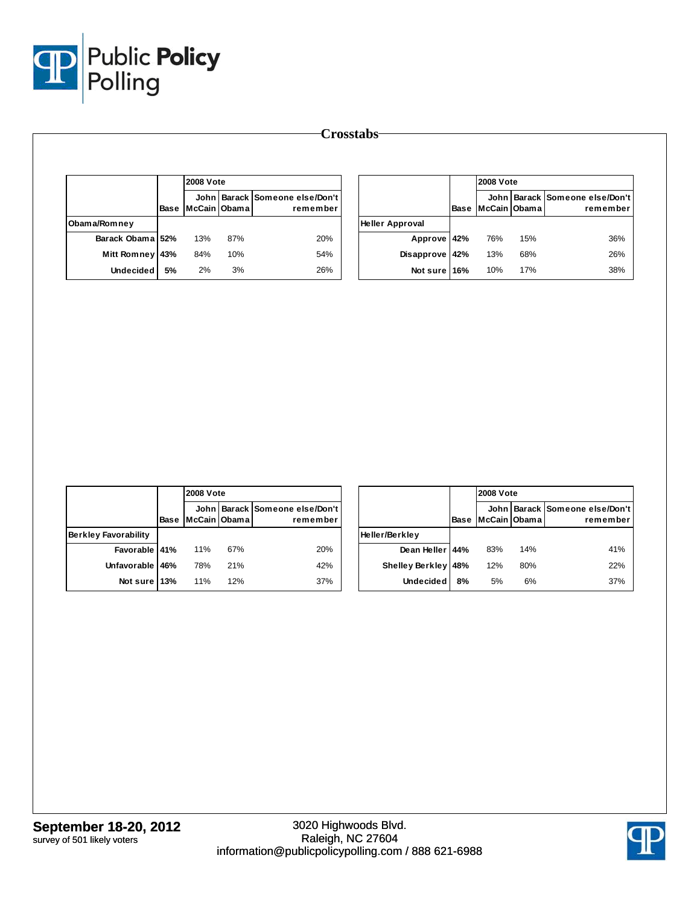## Crosstabs

| | Base | 2008 Vote John McCain | Barack Obama | Someone else/Don't remember |
|---|---|---|---|---|
| **Obama/Romney** | | | | |
| Barack Obama | 52% | 13% | 87% | 20% |
| Mitt Romney | 43% | 84% | 10% | 54% |
| Undecided | 5% | 2% | 3% | 26% |

| | Base | 2008 Vote John McCain | Barack Obama | Someone else/Don't remember |
|---|---|---|---|---|
| **Heller Approval** | | | | |
| Approve | 42% | 76% | 15% | 36% |
| Disapprove | 42% | 13% | 68% | 26% |
| Not sure | 16% | 10% | 17% | 38% |

| | Base | 2008 Vote John McCain | Barack Obama | Someone else/Don't remember |
|---|---|---|---|---|
| **Berkley Favorability** | | | | |
| Favorable | 41% | 11% | 67% | 20% |
| Unfavorable | 46% | 78% | 21% | 42% |
| Not sure | 13% | 11% | 12% | 37% |

| | Base | 2008 Vote John McCain | Barack Obama | Someone else/Don't remember |
|---|---|---|---|---|
| **Heller/Berkley** | | | | |
| Dean Heller | 44% | 83% | 14% | 41% |
| Shelley Berkley | 48% | 12% | 80% | 22% |
| Undecided | 8% | 5% | 6% | 37% |

**September 18-20, 2012**
survey of 501 likely voters

3020 Highwoods Blvd.
Raleigh, NC 27604
information@publicpolicypolling.com / 888 621-6988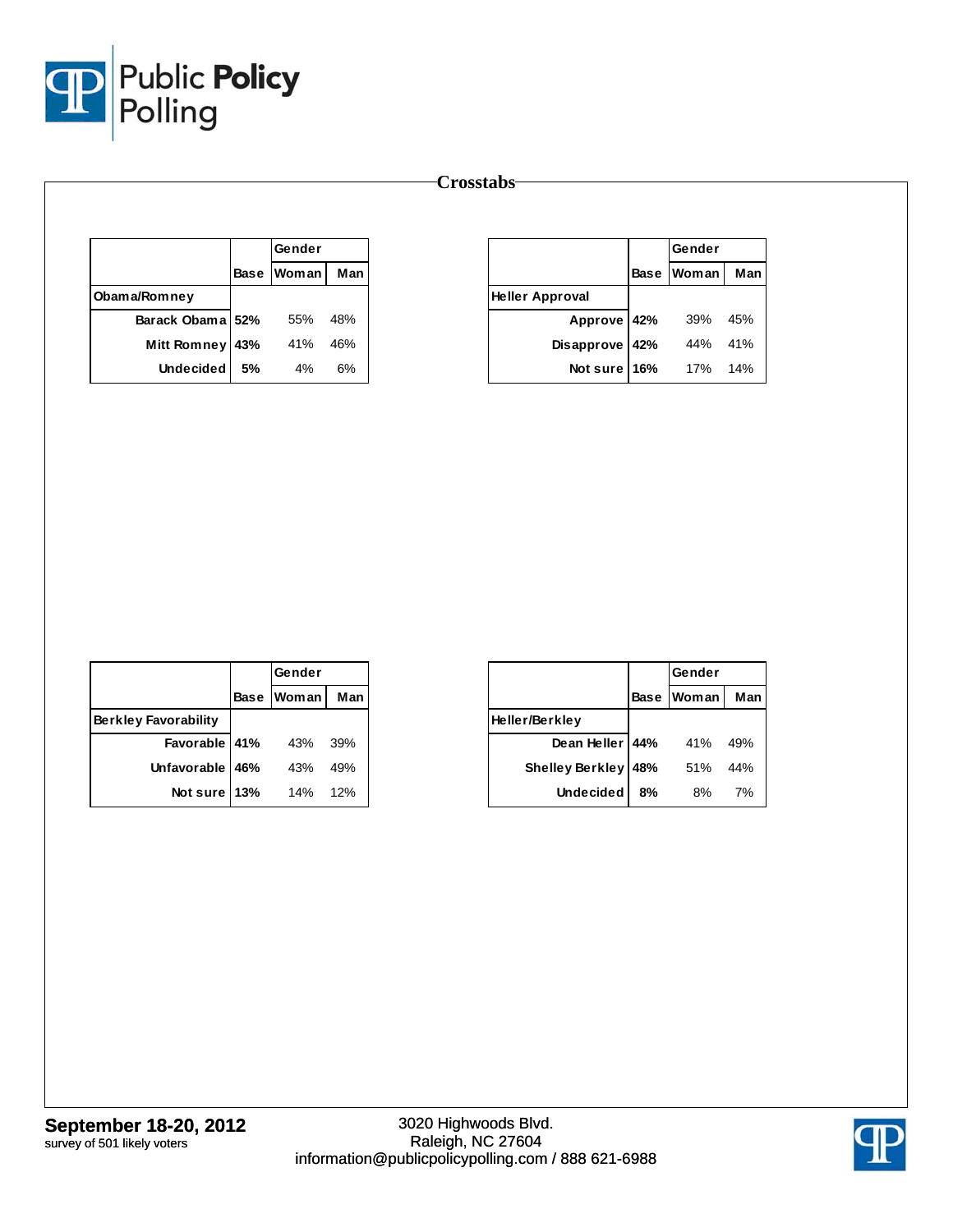## Crosstabs

| | Base | Gender | |
|---|---|---|---|
| | | Woman | Man |
| **Obama/Romney** | | | |
| Barack Obama | **52%** | 55% | 48% |
| Mitt Romney | **43%** | 41% | 46% |
| Undecided | **5%** | 4% | 6% |

| | Base | Gender | |
|---|---|---|---|
| | | Woman | Man |
| **Heller Approval** | | | |
| Approve | **42%** | 39% | 45% |
| Disapprove | **42%** | 44% | 41% |
| Not sure | **16%** | 17% | 14% |

| | Base | Gender | |
|---|---|---|---|
| | | Woman | Man |
| **Berkley Favorability** | | | |
| Favorable | **41%** | 43% | 39% |
| Unfavorable | **46%** | 43% | 49% |
| Not sure | **13%** | 14% | 12% |

| | Base | Gender | |
|---|---|---|---|
| | | Woman | Man |
| **Heller/Berkley** | | | |
| Dean Heller | **44%** | 41% | 49% |
| Shelley Berkley | **48%** | 51% | 44% |
| Undecided | **8%** | 8% | 7% |

**September 18-20, 2012**
survey of 501 likely voters

3020 Highwoods Blvd.
Raleigh, NC 27604
information@publicpolicypolling.com / 888 621-6988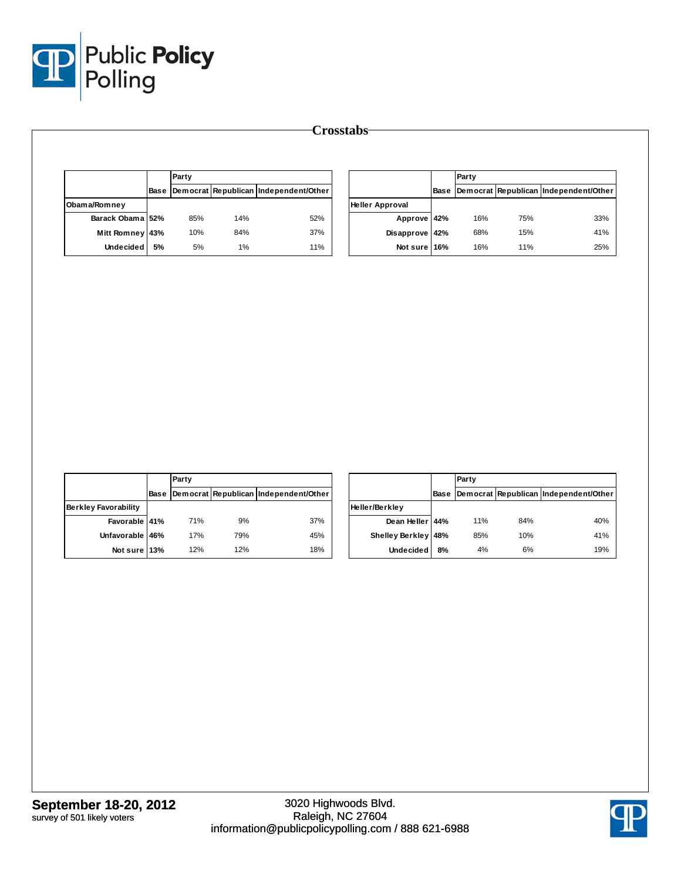# Crosstabs

| | Base | Party | | |
|---|---|---|---|---|
| | | Democrat | Republican | Independent/Other |
| **Obama/Romney** | | | | |
| Barack Obama | 52% | 85% | 14% | 52% |
| Mitt Romney | 43% | 10% | 84% | 37% |
| Undecided | 5% | 5% | 1% | 11% |

| | Base | Party | | |
|---|---|---|---|---|
| | | Democrat | Republican | Independent/Other |
| **Heller Approval** | | | | |
| Approve | 42% | 16% | 75% | 33% |
| Disapprove | 42% | 68% | 15% | 41% |
| Not sure | 16% | 16% | 11% | 25% |

| | Base | Party | | |
|---|---|---|---|---|
| | | Democrat | Republican | Independent/Other |
| **Berkley Favorability** | | | | |
| Favorable | 41% | 71% | 9% | 37% |
| Unfavorable | 46% | 17% | 79% | 45% |
| Not sure | 13% | 12% | 12% | 18% |

| | Base | Party | | |
|---|---|---|---|---|
| | | Democrat | Republican | Independent/Other |
| **Heller/Berkley** | | | | |
| Dean Heller | 44% | 11% | 84% | 40% |
| Shelley Berkley | 48% | 85% | 10% | 41% |
| Undecided | 8% | 4% | 6% | 19% |

**September 18-20, 2012**
survey of 501 likely voters

3020 Highwoods Blvd.
Raleigh, NC 27604
information@publicpolicypolling.com / 888 621-6988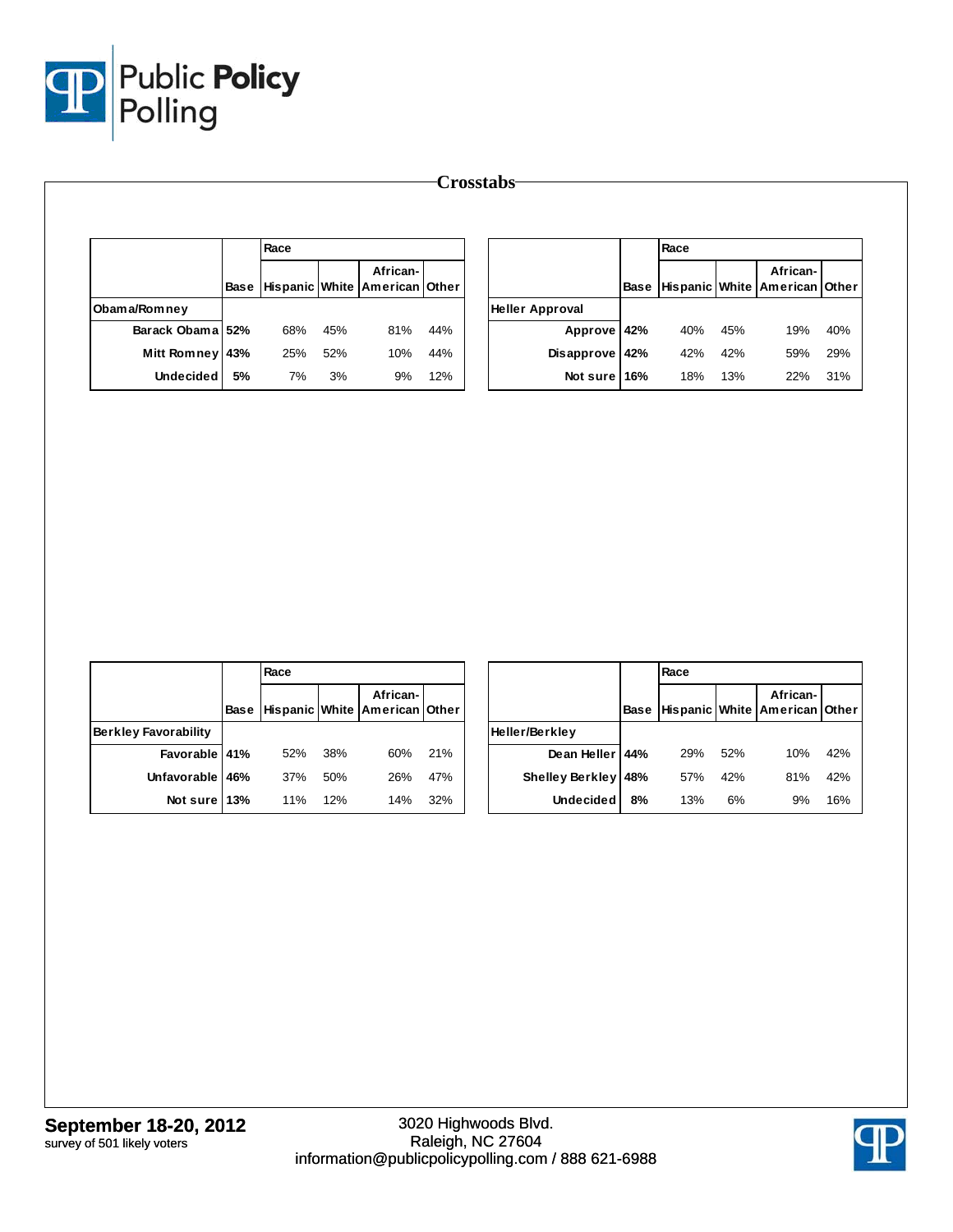# Crosstabs

| | Base | Race | | | |
|---|---|---|---|---|---|
| | | Hispanic | White | African-American | Other |
| **Obama/Romney** | | | | | |
| Barack Obama | 52% | 68% | 45% | 81% | 44% |
| Mitt Romney | 43% | 25% | 52% | 10% | 44% |
| Undecided | 5% | 7% | 3% | 9% | 12% |

| | Base | Race | | | |
|---|---|---|---|---|---|
| | | Hispanic | White | African-American | Other |
| **Heller Approval** | | | | | |
| Approve | 42% | 40% | 45% | 19% | 40% |
| Disapprove | 42% | 42% | 42% | 59% | 29% |
| Not sure | 16% | 18% | 13% | 22% | 31% |

| | Base | Race | | | |
|---|---|---|---|---|---|
| | | Hispanic | White | African-American | Other |
| **Berkley Favorability** | | | | | |
| Favorable | 41% | 52% | 38% | 60% | 21% |
| Unfavorable | 46% | 37% | 50% | 26% | 47% |
| Not sure | 13% | 11% | 12% | 14% | 32% |

| | Base | Race | | | |
|---|---|---|---|---|---|
| | | Hispanic | White | African-American | Other |
| **Heller/Berkley** | | | | | |
| Dean Heller | 44% | 29% | 52% | 10% | 42% |
| Shelley Berkley | 48% | 57% | 42% | 81% | 42% |
| Undecided | 8% | 13% | 6% | 9% | 16% |

**September 18-20, 2012**
survey of 501 likely voters

3020 Highwoods Blvd.
Raleigh, NC 27604
information@publicpolicypolling.com / 888 621-6988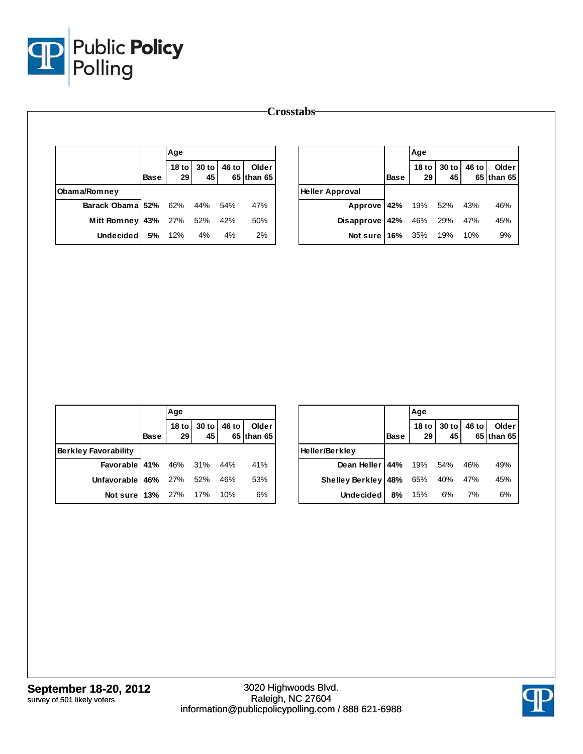# Crosstabs

| | Base | Age 18 to 29 | Age 30 to 45 | Age 46 to 65 | Age Older than 65 |
|---|---|---|---|---|---|
| **Obama/Romney** | | | | | |
| Barack Obama | **52%** | 62% | 44% | 54% | 47% |
| Mitt Romney | **43%** | 27% | 52% | 42% | 50% |
| Undecided | **5%** | 12% | 4% | 4% | 2% |

| | Base | Age 18 to 29 | Age 30 to 45 | Age 46 to 65 | Age Older than 65 |
|---|---|---|---|---|---|
| **Heller Approval** | | | | | |
| Approve | **42%** | 19% | 52% | 43% | 46% |
| Disapprove | **42%** | 46% | 29% | 47% | 45% |
| Not sure | **16%** | 35% | 19% | 10% | 9% |

| | Base | Age 18 to 29 | Age 30 to 45 | Age 46 to 65 | Age Older than 65 |
|---|---|---|---|---|---|
| **Berkley Favorability** | | | | | |
| Favorable | **41%** | 46% | 31% | 44% | 41% |
| Unfavorable | **46%** | 27% | 52% | 46% | 53% |
| Not sure | **13%** | 27% | 17% | 10% | 6% |

| | Base | Age 18 to 29 | Age 30 to 45 | Age 46 to 65 | Age Older than 65 |
|---|---|---|---|---|---|
| **Heller/Berkley** | | | | | |
| Dean Heller | **44%** | 19% | 54% | 46% | 49% |
| Shelley Berkley | **48%** | 65% | 40% | 47% | 45% |
| Undecided | **8%** | 15% | 6% | 7% | 6% |

**September 18-20, 2012**
survey of 501 likely voters

3020 Highwoods Blvd.
Raleigh, NC 27604
information@publicpolicypolling.com / 888 621-6988